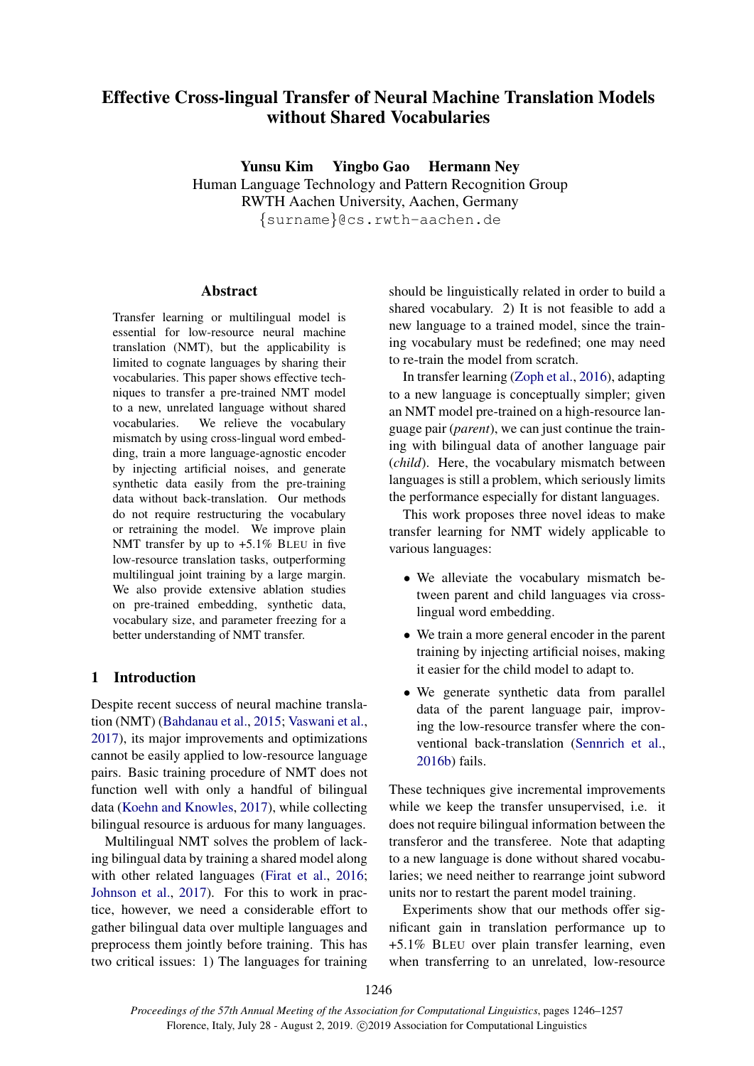# Effective Cross-lingual Transfer of Neural Machine Translation Models without Shared Vocabularies

**Yunsu Kim Yingbo Gao Hermann Ney**

Human Language Technology and Pattern Recognition Group
RWTH Aachen University, Aachen, Germany
{surname}@cs.rwth-aachen.de

## Abstract

Transfer learning or multilingual model is essential for low-resource neural machine translation (NMT), but the applicability is limited to cognate languages by sharing their vocabularies. This paper shows effective techniques to transfer a pre-trained NMT model to a new, unrelated language without shared vocabularies. We relieve the vocabulary mismatch by using cross-lingual word embedding, train a more language-agnostic encoder by injecting artificial noises, and generate synthetic data easily from the pre-training data without back-translation. Our methods do not require restructuring the vocabulary or retraining the model. We improve plain NMT transfer by up to +5.1% BLEU in five low-resource translation tasks, outperforming multilingual joint training by a large margin. We also provide extensive ablation studies on pre-trained embedding, synthetic data, vocabulary size, and parameter freezing for a better understanding of NMT transfer.

## 1 Introduction

Despite recent success of neural machine translation (NMT) (Bahdanau et al., 2015; Vaswani et al., 2017), its major improvements and optimizations cannot be easily applied to low-resource language pairs. Basic training procedure of NMT does not function well with only a handful of bilingual data (Koehn and Knowles, 2017), while collecting bilingual resource is arduous for many languages.

Multilingual NMT solves the problem of lacking bilingual data by training a shared model along with other related languages (Firat et al., 2016; Johnson et al., 2017). For this to work in practice, however, we need a considerable effort to gather bilingual data over multiple languages and preprocess them jointly before training. This has two critical issues: 1) The languages for training should be linguistically related in order to build a shared vocabulary. 2) It is not feasible to add a new language to a trained model, since the training vocabulary must be redefined; one may need to re-train the model from scratch.

In transfer learning (Zoph et al., 2016), adapting to a new language is conceptually simpler; given an NMT model pre-trained on a high-resource language pair (*parent*), we can just continue the training with bilingual data of another language pair (*child*). Here, the vocabulary mismatch between languages is still a problem, which seriously limits the performance especially for distant languages.

This work proposes three novel ideas to make transfer learning for NMT widely applicable to various languages:

- We alleviate the vocabulary mismatch between parent and child languages via cross-lingual word embedding.
- We train a more general encoder in the parent training by injecting artificial noises, making it easier for the child model to adapt to.
- We generate synthetic data from parallel data of the parent language pair, improving the low-resource transfer where the conventional back-translation (Sennrich et al., 2016b) fails.

These techniques give incremental improvements while we keep the transfer unsupervised, i.e. it does not require bilingual information between the transferor and the transferee. Note that adapting to a new language is done without shared vocabularies; we need neither to rearrange joint subword units nor to restart the parent model training.

Experiments show that our methods offer significant gain in translation performance up to +5.1% BLEU over plain transfer learning, even when transferring to an unrelated, low-resource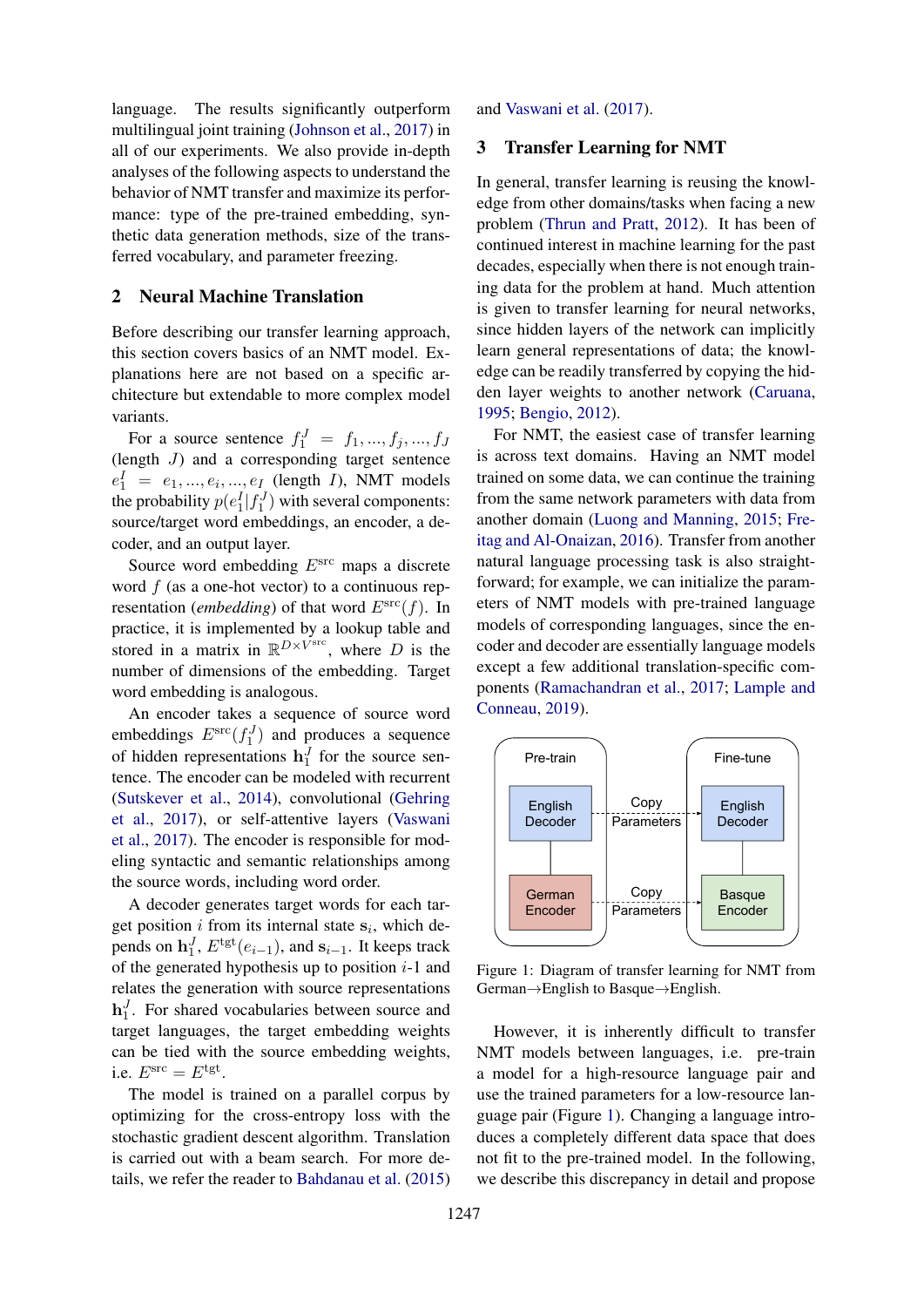language. The results significantly outperform multilingual joint training (Johnson et al., 2017) in all of our experiments. We also provide in-depth analyses of the following aspects to understand the behavior of NMT transfer and maximize its performance: type of the pre-trained embedding, synthetic data generation methods, size of the transferred vocabulary, and parameter freezing.

## 2 Neural Machine Translation

Before describing our transfer learning approach, this section covers basics of an NMT model. Explanations here are not based on a specific architecture but extendable to more complex model variants.

For a source sentence $f_1^J = f_1, ..., f_j, ..., f_J$ (length $J$) and a corresponding target sentence $e_1^I = e_1, ..., e_i, ..., e_I$ (length $I$), NMT models the probability $p(e_1^I | f_1^J)$ with several components: source/target word embeddings, an encoder, a decoder, and an output layer.

Source word embedding $E^{\text{src}}$ maps a discrete word $f$ (as a one-hot vector) to a continuous representation (*embedding*) of that word $E^{\text{src}}(f)$. In practice, it is implemented by a lookup table and stored in a matrix in $\mathbb{R}^{D \times V^{\text{src}}}$, where $D$ is the number of dimensions of the embedding. Target word embedding is analogous.

An encoder takes a sequence of source word embeddings $E^{\text{src}}(f_1^J)$ and produces a sequence of hidden representations $\mathbf{h}_1^J$ for the source sentence. The encoder can be modeled with recurrent (Sutskever et al., 2014), convolutional (Gehring et al., 2017), or self-attentive layers (Vaswani et al., 2017). The encoder is responsible for modeling syntactic and semantic relationships among the source words, including word order.

A decoder generates target words for each target position $i$ from its internal state $\mathbf{s}_i$, which depends on $\mathbf{h}_1^J$, $E^{\text{tgt}}(e_{i-1})$, and $\mathbf{s}_{i-1}$. It keeps track of the generated hypothesis up to position $i$-1 and relates the generation with source representations $\mathbf{h}_1^J$. For shared vocabularies between source and target languages, the target embedding weights can be tied with the source embedding weights, i.e. $E^{\text{src}} = E^{\text{tgt}}$.

The model is trained on a parallel corpus by optimizing for the cross-entropy loss with the stochastic gradient descent algorithm. Translation is carried out with a beam search. For more details, we refer the reader to Bahdanau et al. (2015) and Vaswani et al. (2017).

## 3 Transfer Learning for NMT

In general, transfer learning is reusing the knowledge from other domains/tasks when facing a new problem (Thrun and Pratt, 2012). It has been of continued interest in machine learning for the past decades, especially when there is not enough training data for the problem at hand. Much attention is given to transfer learning for neural networks, since hidden layers of the network can implicitly learn general representations of data; the knowledge can be readily transferred by copying the hidden layer weights to another network (Caruana, 1995; Bengio, 2012).

For NMT, the easiest case of transfer learning is across text domains. Having an NMT model trained on some data, we can continue the training from the same network parameters with data from another domain (Luong and Manning, 2015; Freitag and Al-Onaizan, 2016). Transfer from another natural language processing task is also straightforward; for example, we can initialize the parameters of NMT models with pre-trained language models of corresponding languages, since the encoder and decoder are essentially language models except a few additional translation-specific components (Ramachandran et al., 2017; Lample and Conneau, 2019).

Figure 1: Diagram of transfer learning for NMT from German→English to Basque→English.

However, it is inherently difficult to transfer NMT models between languages, i.e. pre-train a model for a high-resource language pair and use the trained parameters for a low-resource language pair (Figure 1). Changing a language introduces a completely different data space that does not fit to the pre-trained model. In the following, we describe this discrepancy in detail and propose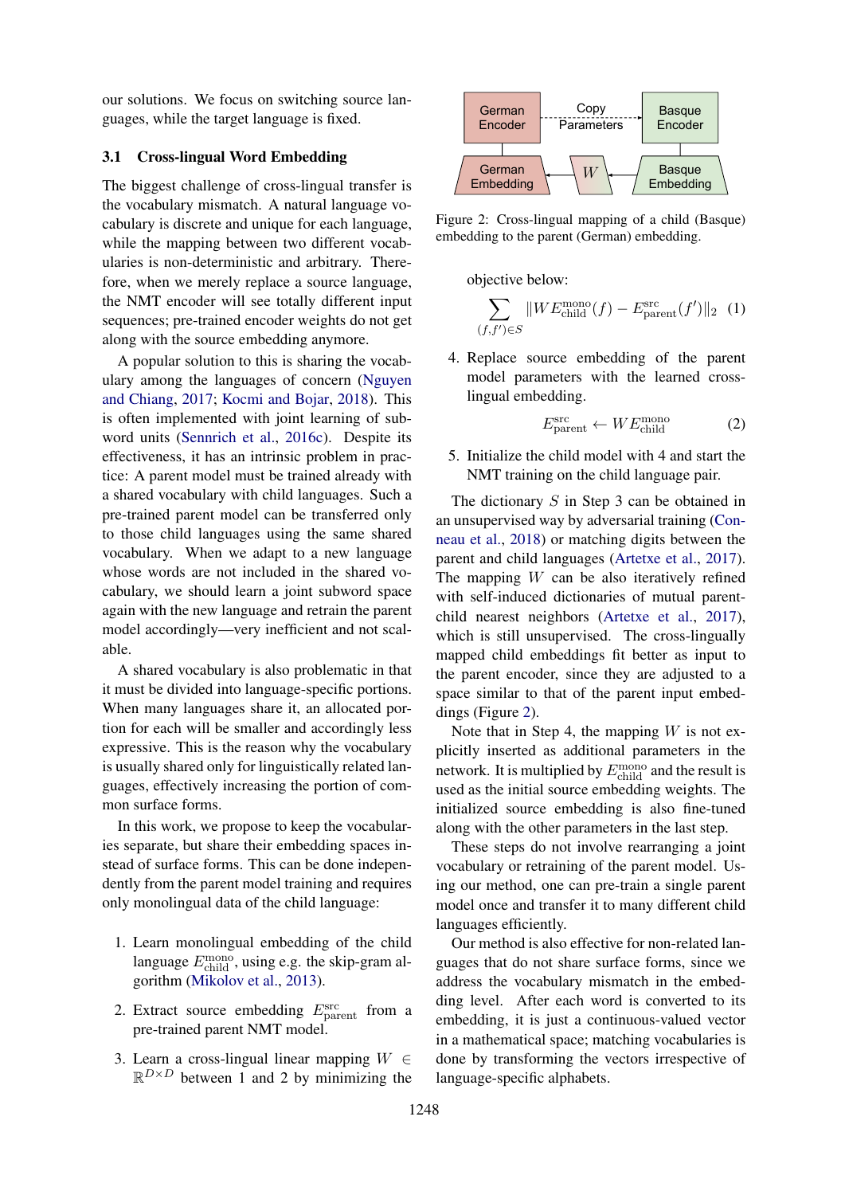our solutions. We focus on switching source languages, while the target language is fixed.

### 3.1 Cross-lingual Word Embedding

The biggest challenge of cross-lingual transfer is the vocabulary mismatch. A natural language vocabulary is discrete and unique for each language, while the mapping between two different vocabularies is non-deterministic and arbitrary. Therefore, when we merely replace a source language, the NMT encoder will see totally different input sequences; pre-trained encoder weights do not get along with the source embedding anymore.

A popular solution to this is sharing the vocabulary among the languages of concern (Nguyen and Chiang, 2017; Kocmi and Bojar, 2018). This is often implemented with joint learning of subword units (Sennrich et al., 2016c). Despite its effectiveness, it has an intrinsic problem in practice: A parent model must be trained already with a shared vocabulary with child languages. Such a pre-trained parent model can be transferred only to those child languages using the same shared vocabulary. When we adapt to a new language whose words are not included in the shared vocabulary, we should learn a joint subword space again with the new language and retrain the parent model accordingly—very inefficient and not scalable.

A shared vocabulary is also problematic in that it must be divided into language-specific portions. When many languages share it, an allocated portion for each will be smaller and accordingly less expressive. This is the reason why the vocabulary is usually shared only for linguistically related languages, effectively increasing the portion of common surface forms.

In this work, we propose to keep the vocabularies separate, but share their embedding spaces instead of surface forms. This can be done independently from the parent model training and requires only monolingual data of the child language:

1. Learn monolingual embedding of the child language $E_{\text{child}}^{\text{mono}}$, using e.g. the skip-gram algorithm (Mikolov et al., 2013).

2. Extract source embedding $E_{\text{parent}}^{\text{src}}$ from a pre-trained parent NMT model.

3. Learn a cross-lingual linear mapping $W \in \mathbb{R}^{D \times D}$ between 1 and 2 by minimizing the objective below:

$$\sum_{(f,f') \in S} \| W E_{\text{child}}^{\text{mono}}(f) - E_{\text{parent}}^{\text{src}}(f') \|_2 \quad (1)$$

4. Replace source embedding of the parent model parameters with the learned cross-lingual embedding.

$$E_{\text{parent}}^{\text{src}} \leftarrow W E_{\text{child}}^{\text{mono}} \quad (2)$$

5. Initialize the child model with 4 and start the NMT training on the child language pair.

Figure 2: Cross-lingual mapping of a child (Basque) embedding to the parent (German) embedding.

The dictionary $S$ in Step 3 can be obtained in an unsupervised way by adversarial training (Conneau et al., 2018) or matching digits between the parent and child languages (Artetxe et al., 2017). The mapping $W$ can be also iteratively refined with self-induced dictionaries of mutual parent-child nearest neighbors (Artetxe et al., 2017), which is still unsupervised. The cross-lingually mapped child embeddings fit better as input to the parent encoder, since they are adjusted to a space similar to that of the parent input embeddings (Figure 2).

Note that in Step 4, the mapping $W$ is not explicitly inserted as additional parameters in the network. It is multiplied by $E_{\text{child}}^{\text{mono}}$ and the result is used as the initial source embedding weights. The initialized source embedding is also fine-tuned along with the other parameters in the last step.

These steps do not involve rearranging a joint vocabulary or retraining of the parent model. Using our method, one can pre-train a single parent model once and transfer it to many different child languages efficiently.

Our method is also effective for non-related languages that do not share surface forms, since we address the vocabulary mismatch in the embedding level. After each word is converted to its embedding, it is just a continuous-valued vector in a mathematical space; matching vocabularies is done by transforming the vectors irrespective of language-specific alphabets.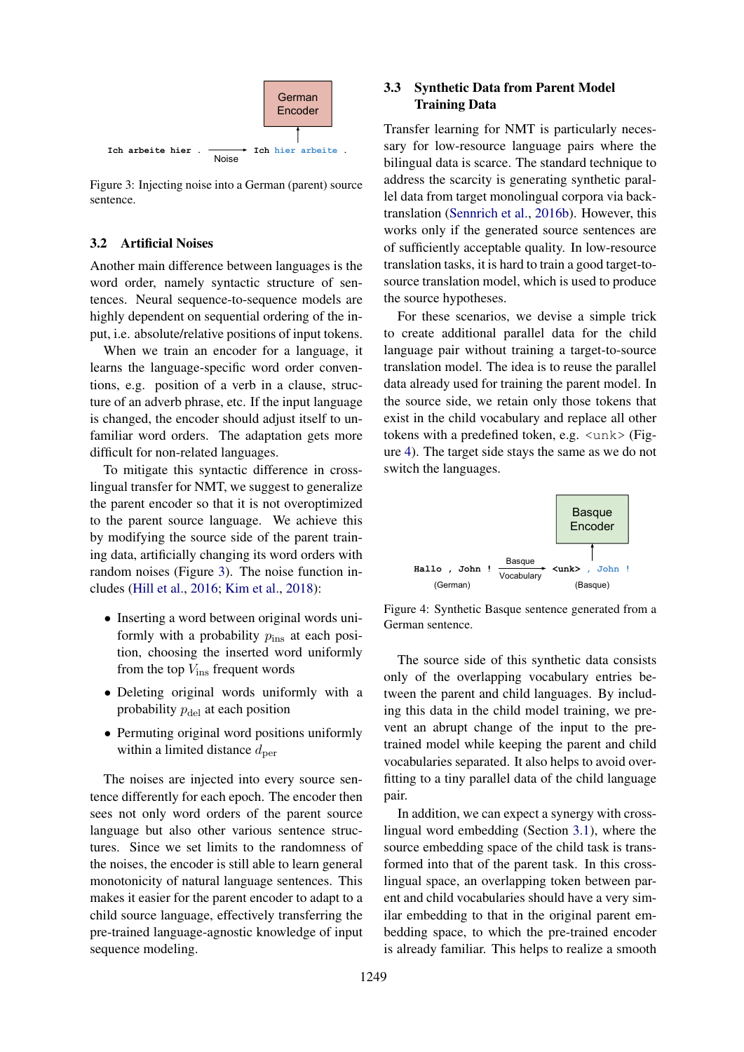Figure 3: Injecting noise into a German (parent) source sentence.

### 3.2 Artificial Noises

Another main difference between languages is the word order, namely syntactic structure of sentences. Neural sequence-to-sequence models are highly dependent on sequential ordering of the input, i.e. absolute/relative positions of input tokens.

When we train an encoder for a language, it learns the language-specific word order conventions, e.g. position of a verb in a clause, structure of an adverb phrase, etc. If the input language is changed, the encoder should adjust itself to unfamiliar word orders. The adaptation gets more difficult for non-related languages.

To mitigate this syntactic difference in cross-lingual transfer for NMT, we suggest to generalize the parent encoder so that it is not overoptimized to the parent source language. We achieve this by modifying the source side of the parent training data, artificially changing its word orders with random noises (Figure 3). The noise function includes (Hill et al., 2016; Kim et al., 2018):

- Inserting a word between original words uniformly with a probability $p_{\text{ins}}$ at each position, choosing the inserted word uniformly from the top $V_{\text{ins}}$ frequent words
- Deleting original words uniformly with a probability $p_{\text{del}}$ at each position
- Permuting original word positions uniformly within a limited distance $d_{\text{per}}$

The noises are injected into every source sentence differently for each epoch. The encoder then sees not only word orders of the parent source language but also other various sentence structures. Since we set limits to the randomness of the noises, the encoder is still able to learn general monotonicity of natural language sentences. This makes it easier for the parent encoder to adapt to a child source language, effectively transferring the pre-trained language-agnostic knowledge of input sequence modeling.

### 3.3 Synthetic Data from Parent Model Training Data

Transfer learning for NMT is particularly necessary for low-resource language pairs where the bilingual data is scarce. The standard technique to address the scarcity is generating synthetic parallel data from target monolingual corpora via back-translation (Sennrich et al., 2016b). However, this works only if the generated source sentences are of sufficiently acceptable quality. In low-resource translation tasks, it is hard to train a good target-to-source translation model, which is used to produce the source hypotheses.

For these scenarios, we devise a simple trick to create additional parallel data for the child language pair without training a target-to-source translation model. The idea is to reuse the parallel data already used for training the parent model. In the source side, we retain only those tokens that exist in the child vocabulary and replace all other tokens with a predefined token, e.g. <unk> (Figure 4). The target side stays the same as we do not switch the languages.

Figure 4: Synthetic Basque sentence generated from a German sentence.

The source side of this synthetic data consists only of the overlapping vocabulary entries between the parent and child languages. By including this data in the child model training, we prevent an abrupt change of the input to the pretrained model while keeping the parent and child vocabularies separated. It also helps to avoid overfitting to a tiny parallel data of the child language pair.

In addition, we can expect a synergy with cross-lingual word embedding (Section 3.1), where the source embedding space of the child task is transformed into that of the parent task. In this cross-lingual space, an overlapping token between parent and child vocabularies should have a very similar embedding to that in the original parent embedding space, to which the pre-trained encoder is already familiar. This helps to realize a smooth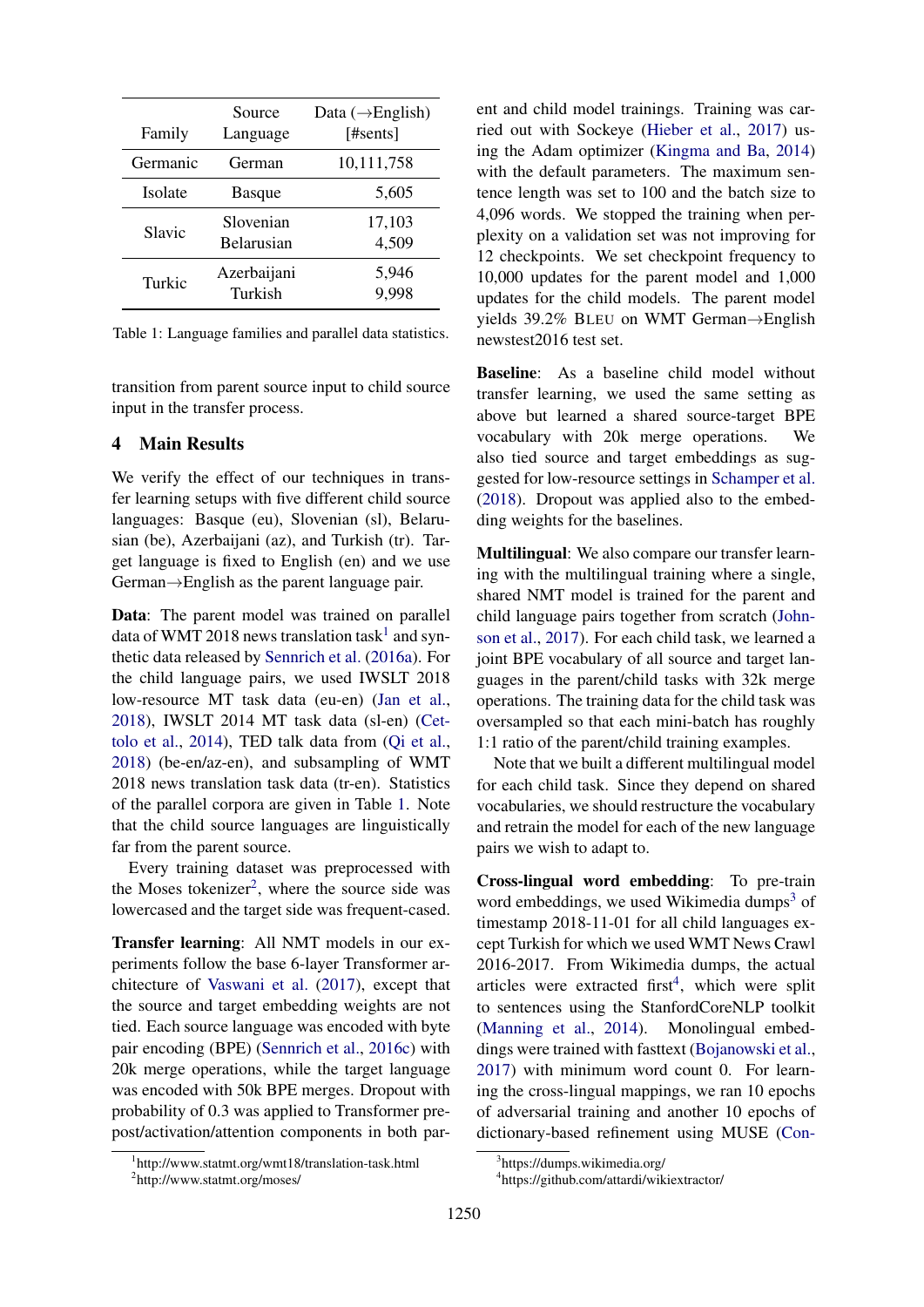| Family | Source Language | Data (→English) [#sents] |
|---|---|---|
| Germanic | German | 10,111,758 |
| Isolate | Basque | 5,605 |
| Slavic | Slovenian | 17,103 |
| | Belarusian | 4,509 |
| Turkic | Azerbaijani | 5,946 |
| | Turkish | 9,998 |

Table 1: Language families and parallel data statistics.

transition from parent source input to child source input in the transfer process.

## 4 Main Results

We verify the effect of our techniques in transfer learning setups with five different child source languages: Basque (eu), Slovenian (sl), Belarusian (be), Azerbaijani (az), and Turkish (tr). Target language is fixed to English (en) and we use German→English as the parent language pair.

**Data**: The parent model was trained on parallel data of WMT 2018 news translation task[1] and synthetic data released by Sennrich et al. (2016a). For the child language pairs, we used IWSLT 2018 low-resource MT task data (eu-en) (Jan et al., 2018), IWSLT 2014 MT task data (sl-en) (Cettolo et al., 2014), TED talk data from (Qi et al., 2018) (be-en/az-en), and subsampling of WMT 2018 news translation task data (tr-en). Statistics of the parallel corpora are given in Table 1. Note that the child source languages are linguistically far from the parent source.

Every training dataset was preprocessed with the Moses tokenizer[2], where the source side was lowercased and the target side was frequent-cased.

**Transfer learning**: All NMT models in our experiments follow the base 6-layer Transformer architecture of Vaswani et al. (2017), except that the source and target embedding weights are not tied. Each source language was encoded with byte pair encoding (BPE) (Sennrich et al., 2016c) with 20k merge operations, while the target language was encoded with 50k BPE merges. Dropout with probability of 0.3 was applied to Transformer prepost/activation/attention components in both parent and child model trainings. Training was carried out with Sockeye (Hieber et al., 2017) using the Adam optimizer (Kingma and Ba, 2014) with the default parameters. The maximum sentence length was set to 100 and the batch size to 4,096 words. We stopped the training when perplexity on a validation set was not improving for 12 checkpoints. We set checkpoint frequency to 10,000 updates for the parent model and 1,000 updates for the child models. The parent model yields 39.2% BLEU on WMT German→English newstest2016 test set.

**Baseline**: As a baseline child model without transfer learning, we used the same setting as above but learned a shared source-target BPE vocabulary with 20k merge operations. We also tied source and target embeddings as suggested for low-resource settings in Schamper et al. (2018). Dropout was applied also to the embedding weights for the baselines.

**Multilingual**: We also compare our transfer learning with the multilingual training where a single, shared NMT model is trained for the parent and child language pairs together from scratch (Johnson et al., 2017). For each child task, we learned a joint BPE vocabulary of all source and target languages in the parent/child tasks with 32k merge operations. The training data for the child task was oversampled so that each mini-batch has roughly 1:1 ratio of the parent/child training examples.

Note that we built a different multilingual model for each child task. Since they depend on shared vocabularies, we should restructure the vocabulary and retrain the model for each of the new language pairs we wish to adapt to.

**Cross-lingual word embedding**: To pre-train word embeddings, we used Wikimedia dumps[3] of timestamp 2018-11-01 for all child languages except Turkish for which we used WMT News Crawl 2016-2017. From Wikimedia dumps, the actual articles were extracted first[4], which were split to sentences using the StanfordCoreNLP toolkit (Manning et al., 2014). Monolingual embeddings were trained with fasttext (Bojanowski et al., 2017) with minimum word count 0. For learning the cross-lingual mappings, we ran 10 epochs of adversarial training and another 10 epochs of dictionary-based refinement using MUSE (Con-

[1] http://www.statmt.org/wmt18/translation-task.html
[2] http://www.statmt.org/moses/
[3] https://dumps.wikimedia.org/
[4] https://github.com/attardi/wikiextractor/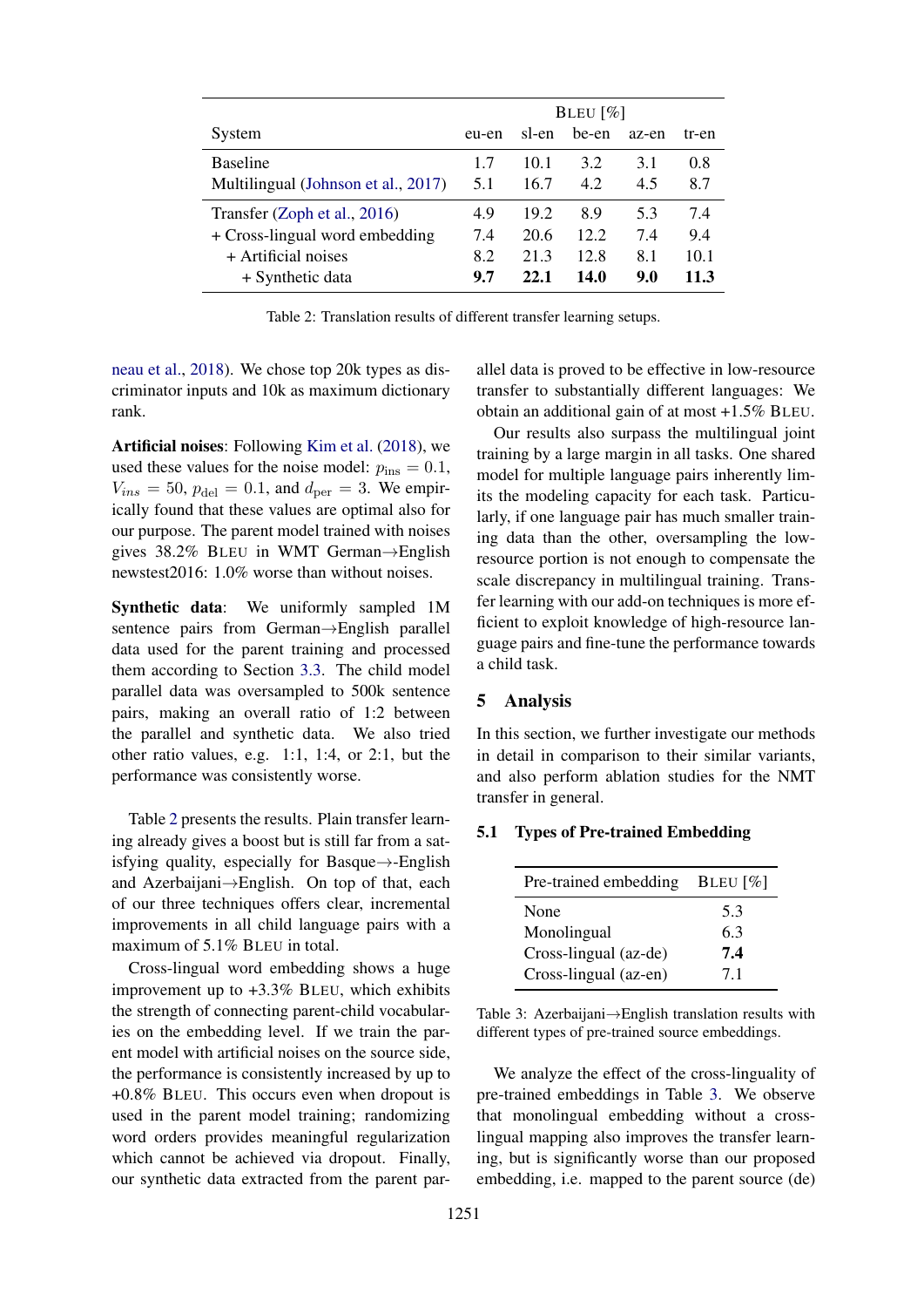| System | BLEU [%] | | | | |
|---|---|---|---|---|---|
| | eu-en | sl-en | be-en | az-en | tr-en |
| Baseline | 1.7 | 10.1 | 3.2 | 3.1 | 0.8 |
| Multilingual (Johnson et al., 2017) | 5.1 | 16.7 | 4.2 | 4.5 | 8.7 |
| Transfer (Zoph et al., 2016) | 4.9 | 19.2 | 8.9 | 5.3 | 7.4 |
| + Cross-lingual word embedding | 7.4 | 20.6 | 12.2 | 7.4 | 9.4 |
| + Artificial noises | 8.2 | 21.3 | 12.8 | 8.1 | 10.1 |
| + Synthetic data | **9.7** | **22.1** | **14.0** | **9.0** | **11.3** |

Table 2: Translation results of different transfer learning setups.

neau et al., 2018). We chose top 20k types as discriminator inputs and 10k as maximum dictionary rank.

**Artificial noises**: Following Kim et al. (2018), we used these values for the noise model: $p_{\text{ins}} = 0.1$, $V_{ins} = 50$, $p_{\text{del}} = 0.1$, and $d_{\text{per}} = 3$. We empirically found that these values are optimal also for our purpose. The parent model trained with noises gives 38.2% BLEU in WMT German→English newstest2016: 1.0% worse than without noises.

**Synthetic data**: We uniformly sampled 1M sentence pairs from German→English parallel data used for the parent training and processed them according to Section 3.3. The child model parallel data was oversampled to 500k sentence pairs, making an overall ratio of 1:2 between the parallel and synthetic data. We also tried other ratio values, e.g. 1:1, 1:4, or 2:1, but the performance was consistently worse.

Table 2 presents the results. Plain transfer learning already gives a boost but is still far from a satisfying quality, especially for Basque→-English and Azerbaijani→English. On top of that, each of our three techniques offers clear, incremental improvements in all child language pairs with a maximum of 5.1% BLEU in total.

Cross-lingual word embedding shows a huge improvement up to +3.3% BLEU, which exhibits the strength of connecting parent-child vocabularies on the embedding level. If we train the parent model with artificial noises on the source side, the performance is consistently increased by up to +0.8% BLEU. This occurs even when dropout is used in the parent model training; randomizing word orders provides meaningful regularization which cannot be achieved via dropout. Finally, our synthetic data extracted from the parent parallel data is proved to be effective in low-resource transfer to substantially different languages: We obtain an additional gain of at most +1.5% BLEU.

Our results also surpass the multilingual joint training by a large margin in all tasks. One shared model for multiple language pairs inherently limits the modeling capacity for each task. Particularly, if one language pair has much smaller training data than the other, oversampling the low-resource portion is not enough to compensate the scale discrepancy in multilingual training. Transfer learning with our add-on techniques is more efficient to exploit knowledge of high-resource language pairs and fine-tune the performance towards a child task.

## 5 Analysis

In this section, we further investigate our methods in detail in comparison to their similar variants, and also perform ablation studies for the NMT transfer in general.

### 5.1 Types of Pre-trained Embedding

| Pre-trained embedding | BLEU [%] |
|---|---|
| None | 5.3 |
| Monolingual | 6.3 |
| Cross-lingual (az-de) | **7.4** |
| Cross-lingual (az-en) | 7.1 |

Table 3: Azerbaijani→English translation results with different types of pre-trained source embeddings.

We analyze the effect of the cross-linguality of pre-trained embeddings in Table 3. We observe that monolingual embedding without a cross-lingual mapping also improves the transfer learning, but is significantly worse than our proposed embedding, i.e. mapped to the parent source (de)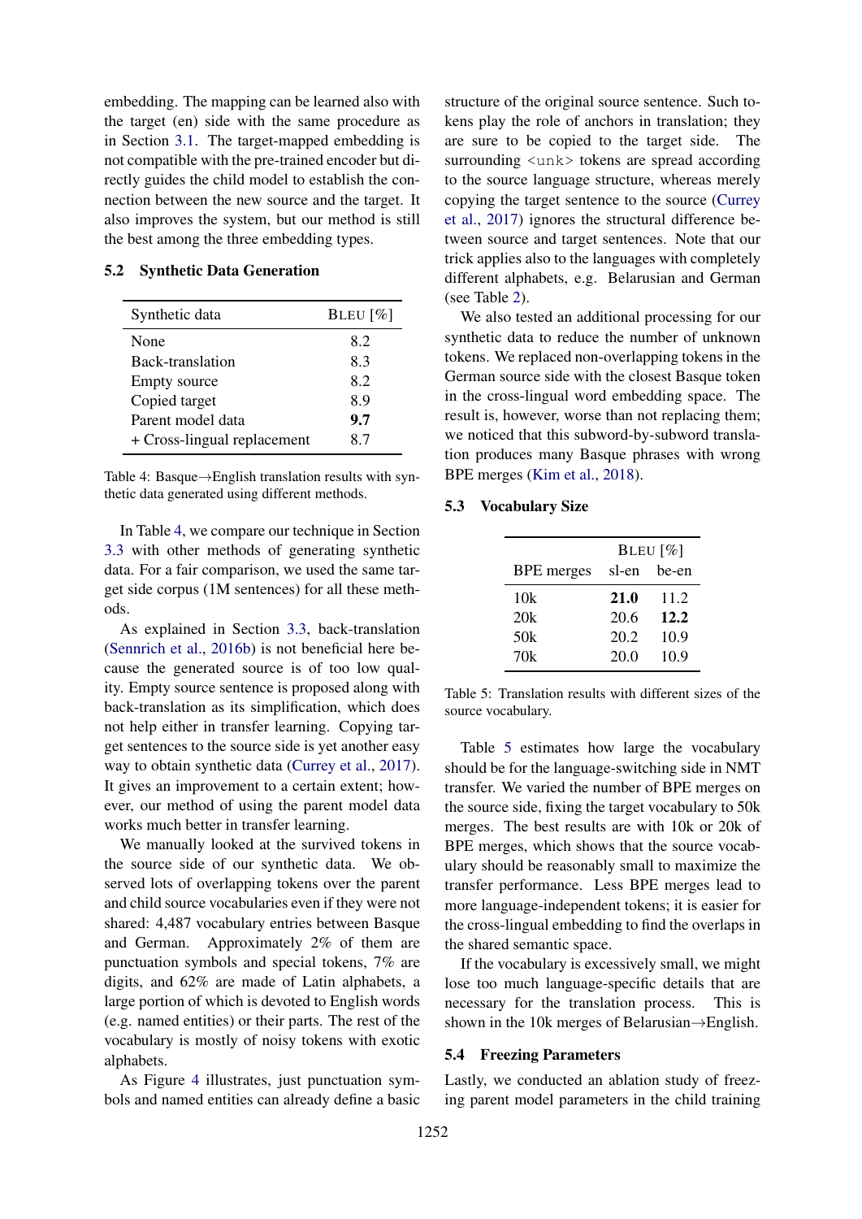embedding. The mapping can be learned also with the target (en) side with the same procedure as in Section 3.1. The target-mapped embedding is not compatible with the pre-trained encoder but directly guides the child model to establish the connection between the new source and the target. It also improves the system, but our method is still the best among the three embedding types.

### 5.2 Synthetic Data Generation

| Synthetic data | BLEU [%] |
|---|---|
| None | 8.2 |
| Back-translation | 8.3 |
| Empty source | 8.2 |
| Copied target | 8.9 |
| Parent model data | **9.7** |
| + Cross-lingual replacement | 8.7 |

Table 4: Basque→English translation results with synthetic data generated using different methods.

In Table 4, we compare our technique in Section 3.3 with other methods of generating synthetic data. For a fair comparison, we used the same target side corpus (1M sentences) for all these methods.

As explained in Section 3.3, back-translation (Sennrich et al., 2016b) is not beneficial here because the generated source is of too low quality. Empty source sentence is proposed along with back-translation as its simplification, which does not help either in transfer learning. Copying target sentences to the source side is yet another easy way to obtain synthetic data (Currey et al., 2017). It gives an improvement to a certain extent; however, our method of using the parent model data works much better in transfer learning.

We manually looked at the survived tokens in the source side of our synthetic data. We observed lots of overlapping tokens over the parent and child source vocabularies even if they were not shared: 4,487 vocabulary entries between Basque and German. Approximately 2% of them are punctuation symbols and special tokens, 7% are digits, and 62% are made of Latin alphabets, a large portion of which is devoted to English words (e.g. named entities) or their parts. The rest of the vocabulary is mostly of noisy tokens with exotic alphabets.

As Figure 4 illustrates, just punctuation symbols and named entities can already define a basic structure of the original source sentence. Such tokens play the role of anchors in translation; they are sure to be copied to the target side. The surrounding `<unk>` tokens are spread according to the source language structure, whereas merely copying the target sentence to the source (Currey et al., 2017) ignores the structural difference between source and target sentences. Note that our trick applies also to the languages with completely different alphabets, e.g. Belarusian and German (see Table 2).

We also tested an additional processing for our synthetic data to reduce the number of unknown tokens. We replaced non-overlapping tokens in the German source side with the closest Basque token in the cross-lingual word embedding space. The result is, however, worse than not replacing them; we noticed that this subword-by-subword translation produces many Basque phrases with wrong BPE merges (Kim et al., 2018).

### 5.3 Vocabulary Size

| | BLEU [%] | |
|---|---|---|
| BPE merges | sl-en | be-en |
| 10k | **21.0** | 11.2 |
| 20k | 20.6 | **12.2** |
| 50k | 20.2 | 10.9 |
| 70k | 20.0 | 10.9 |

Table 5: Translation results with different sizes of the source vocabulary.

Table 5 estimates how large the vocabulary should be for the language-switching side in NMT transfer. We varied the number of BPE merges on the source side, fixing the target vocabulary to 50k merges. The best results are with 10k or 20k of BPE merges, which shows that the source vocabulary should be reasonably small to maximize the transfer performance. Less BPE merges lead to more language-independent tokens; it is easier for the cross-lingual embedding to find the overlaps in the shared semantic space.

If the vocabulary is excessively small, we might lose too much language-specific details that are necessary for the translation process. This is shown in the 10k merges of Belarusian→English.

### 5.4 Freezing Parameters

Lastly, we conducted an ablation study of freezing parent model parameters in the child training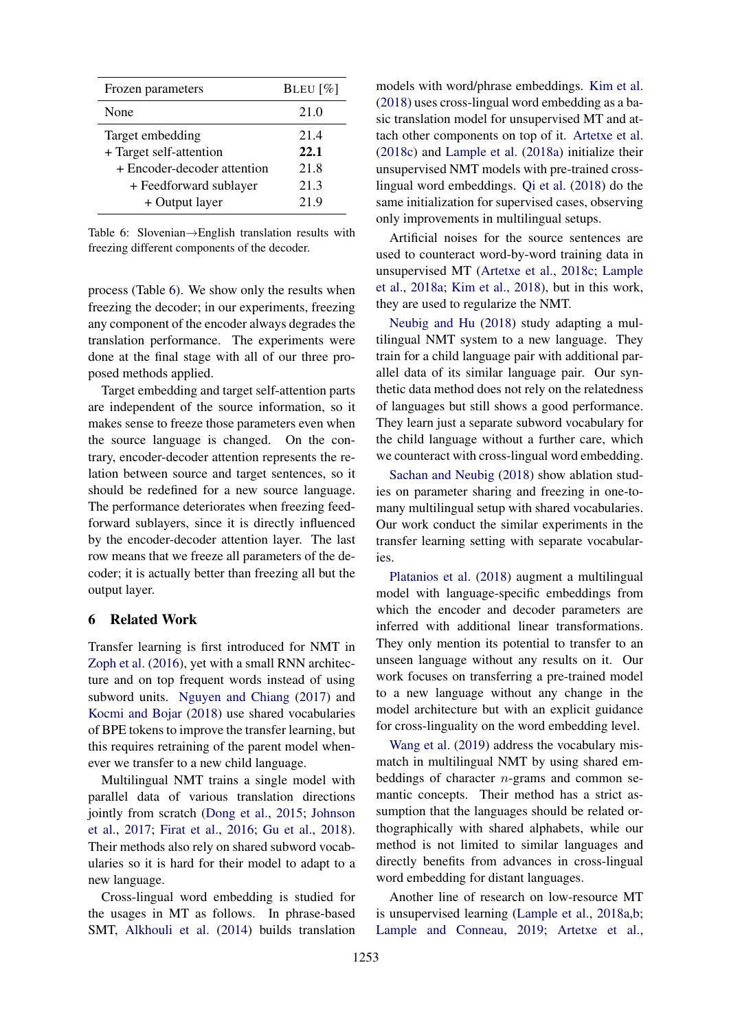| Frozen parameters | BLEU [%] |
|---|---|
| None | 21.0 |
| Target embedding | 21.4 |
| + Target self-attention | **22.1** |
| + Encoder-decoder attention | 21.8 |
| + Feedforward sublayer | 21.3 |
| + Output layer | 21.9 |

Table 6: Slovenian→English translation results with freezing different components of the decoder.

process (Table 6). We show only the results when freezing the decoder; in our experiments, freezing any component of the encoder always degrades the translation performance. The experiments were done at the final stage with all of our three proposed methods applied.

Target embedding and target self-attention parts are independent of the source information, so it makes sense to freeze those parameters even when the source language is changed. On the contrary, encoder-decoder attention represents the relation between source and target sentences, so it should be redefined for a new source language. The performance deteriorates when freezing feedforward sublayers, since it is directly influenced by the encoder-decoder attention layer. The last row means that we freeze all parameters of the decoder; it is actually better than freezing all but the output layer.

## 6 Related Work

Transfer learning is first introduced for NMT in Zoph et al. (2016), yet with a small RNN architecture and on top frequent words instead of using subword units. Nguyen and Chiang (2017) and Kocmi and Bojar (2018) use shared vocabularies of BPE tokens to improve the transfer learning, but this requires retraining of the parent model whenever we transfer to a new child language.

Multilingual NMT trains a single model with parallel data of various translation directions jointly from scratch (Dong et al., 2015; Johnson et al., 2017; Firat et al., 2016; Gu et al., 2018). Their methods also rely on shared subword vocabularies so it is hard for their model to adapt to a new language.

Cross-lingual word embedding is studied for the usages in MT as follows. In phrase-based SMT, Alkhouli et al. (2014) builds translation models with word/phrase embeddings. Kim et al. (2018) uses cross-lingual word embedding as a basic translation model for unsupervised MT and attach other components on top of it. Artetxe et al. (2018c) and Lample et al. (2018a) initialize their unsupervised NMT models with pre-trained cross-lingual word embeddings. Qi et al. (2018) do the same initialization for supervised cases, observing only improvements in multilingual setups.

Artificial noises for the source sentences are used to counteract word-by-word training data in unsupervised MT (Artetxe et al., 2018c; Lample et al., 2018a; Kim et al., 2018), but in this work, they are used to regularize the NMT.

Neubig and Hu (2018) study adapting a multilingual NMT system to a new language. They train for a child language pair with additional parallel data of its similar language pair. Our synthetic data method does not rely on the relatedness of languages but still shows a good performance. They learn just a separate subword vocabulary for the child language without a further care, which we counteract with cross-lingual word embedding.

Sachan and Neubig (2018) show ablation studies on parameter sharing and freezing in one-to-many multilingual setup with shared vocabularies. Our work conduct the similar experiments in the transfer learning setting with separate vocabularies.

Platanios et al. (2018) augment a multilingual model with language-specific embeddings from which the encoder and decoder parameters are inferred with additional linear transformations. They only mention its potential to transfer to an unseen language without any results on it. Our work focuses on transferring a pre-trained model to a new language without any change in the model architecture but with an explicit guidance for cross-linguality on the word embedding level.

Wang et al. (2019) address the vocabulary mismatch in multilingual NMT by using shared embeddings of character $n$-grams and common semantic concepts. Their method has a strict assumption that the languages should be related orthographically with shared alphabets, while our method is not limited to similar languages and directly benefits from advances in cross-lingual word embedding for distant languages.

Another line of research on low-resource MT is unsupervised learning (Lample et al., 2018a,b; Lample and Conneau, 2019; Artetxe et al.,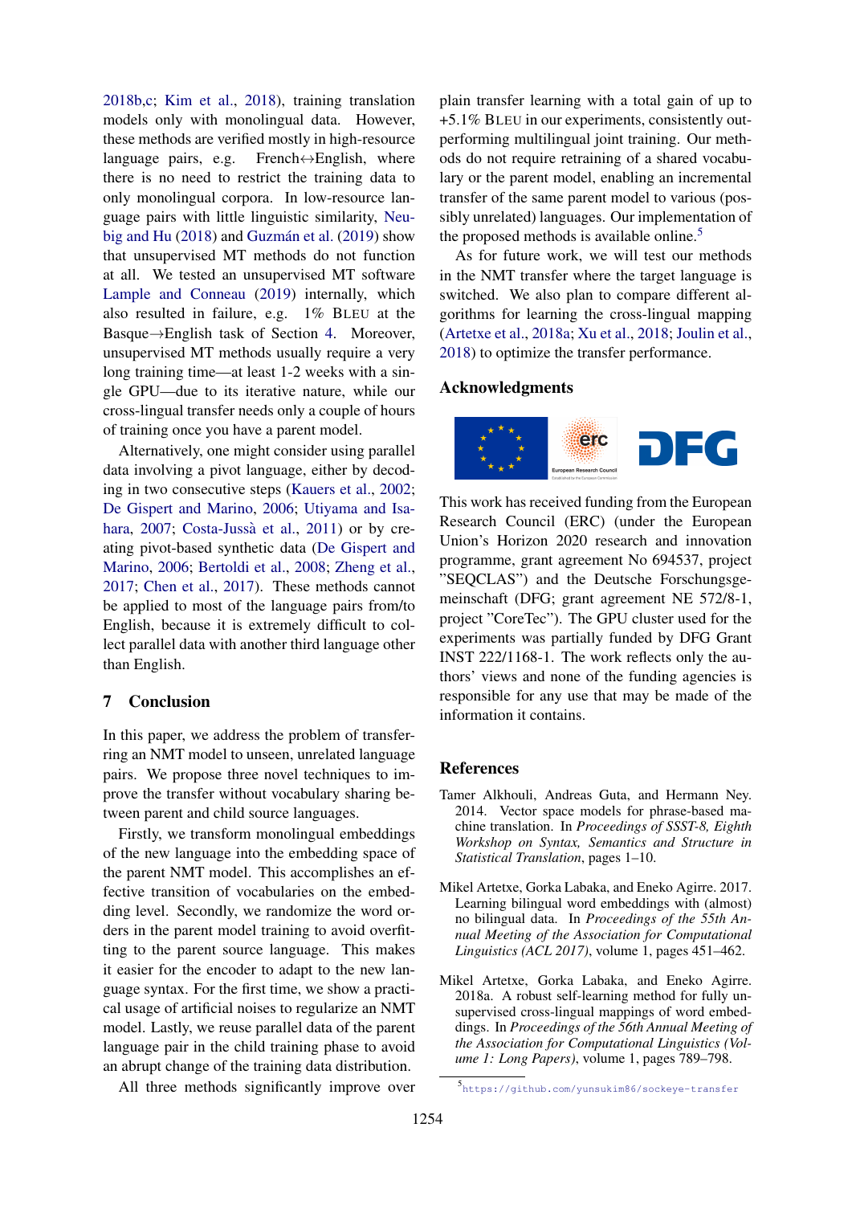2018b,c; Kim et al., 2018), training translation models only with monolingual data. However, these methods are verified mostly in high-resource language pairs, e.g. French↔English, where there is no need to restrict the training data to only monolingual corpora. In low-resource language pairs with little linguistic similarity, Neubig and Hu (2018) and Guzmán et al. (2019) show that unsupervised MT methods do not function at all. We tested an unsupervised MT software Lample and Conneau (2019) internally, which also resulted in failure, e.g. 1% BLEU at the Basque→English task of Section 4. Moreover, unsupervised MT methods usually require a very long training time—at least 1-2 weeks with a single GPU—due to its iterative nature, while our cross-lingual transfer needs only a couple of hours of training once you have a parent model.

Alternatively, one might consider using parallel data involving a pivot language, either by decoding in two consecutive steps (Kauers et al., 2002; De Gispert and Marino, 2006; Utiyama and Isahara, 2007; Costa-Jussà et al., 2011) or by creating pivot-based synthetic data (De Gispert and Marino, 2006; Bertoldi et al., 2008; Zheng et al., 2017; Chen et al., 2017). These methods cannot be applied to most of the language pairs from/to English, because it is extremely difficult to collect parallel data with another third language other than English.

## 7 Conclusion

In this paper, we address the problem of transferring an NMT model to unseen, unrelated language pairs. We propose three novel techniques to improve the transfer without vocabulary sharing between parent and child source languages.

Firstly, we transform monolingual embeddings of the new language into the embedding space of the parent NMT model. This accomplishes an effective transition of vocabularies on the embedding level. Secondly, we randomize the word orders in the parent model training to avoid overfitting to the parent source language. This makes it easier for the encoder to adapt to the new language syntax. For the first time, we show a practical usage of artificial noises to regularize an NMT model. Lastly, we reuse parallel data of the parent language pair in the child training phase to avoid an abrupt change of the training data distribution.

All three methods significantly improve over plain transfer learning with a total gain of up to +5.1% BLEU in our experiments, consistently outperforming multilingual joint training. Our methods do not require retraining of a shared vocabulary or the parent model, enabling an incremental transfer of the same parent model to various (possibly unrelated) languages. Our implementation of the proposed methods is available online.[5]

As for future work, we will test our methods in the NMT transfer where the target language is switched. We also plan to compare different algorithms for learning the cross-lingual mapping (Artetxe et al., 2018a; Xu et al., 2018; Joulin et al., 2018) to optimize the transfer performance.

## Acknowledgments

This work has received funding from the European Research Council (ERC) (under the European Union's Horizon 2020 research and innovation programme, grant agreement No 694537, project "SEQCLAS") and the Deutsche Forschungsgemeinschaft (DFG; grant agreement NE 572/8-1, project "CoreTec"). The GPU cluster used for the experiments was partially funded by DFG Grant INST 222/1168-1. The work reflects only the authors' views and none of the funding agencies is responsible for any use that may be made of the information it contains.

## References

Tamer Alkhouli, Andreas Guta, and Hermann Ney. 2014. Vector space models for phrase-based machine translation. In *Proceedings of SSST-8, Eighth Workshop on Syntax, Semantics and Structure in Statistical Translation*, pages 1–10.

Mikel Artetxe, Gorka Labaka, and Eneko Agirre. 2017. Learning bilingual word embeddings with (almost) no bilingual data. In *Proceedings of the 55th Annual Meeting of the Association for Computational Linguistics (ACL 2017)*, volume 1, pages 451–462.

Mikel Artetxe, Gorka Labaka, and Eneko Agirre. 2018a. A robust self-learning method for fully unsupervised cross-lingual mappings of word embeddings. In *Proceedings of the 56th Annual Meeting of the Association for Computational Linguistics (Volume 1: Long Papers)*, volume 1, pages 789–798.

[5] https://github.com/yunsukim86/sockeye-transfer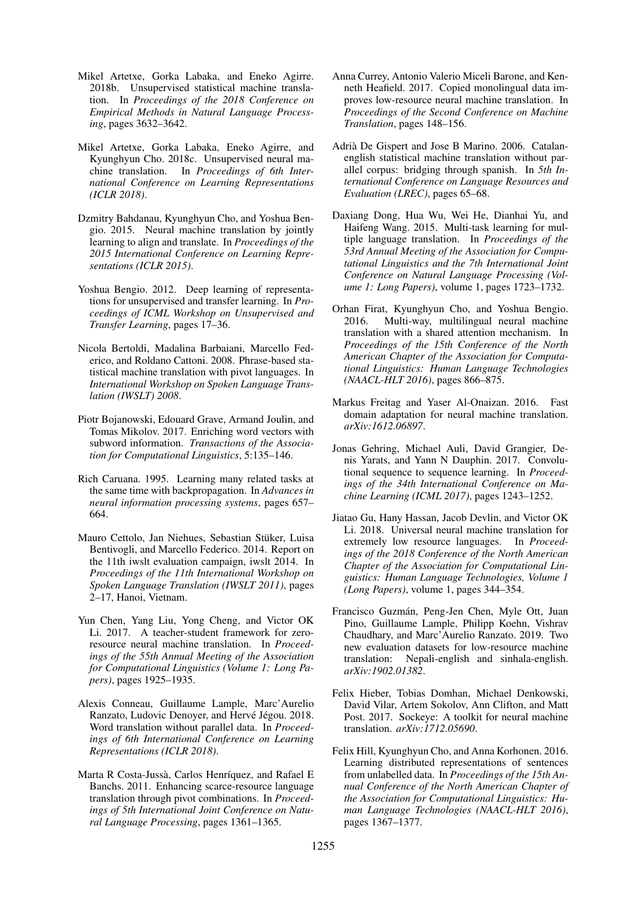Mikel Artetxe, Gorka Labaka, and Eneko Agirre. 2018b. Unsupervised statistical machine translation. In *Proceedings of the 2018 Conference on Empirical Methods in Natural Language Processing*, pages 3632–3642.

Mikel Artetxe, Gorka Labaka, Eneko Agirre, and Kyunghyun Cho. 2018c. Unsupervised neural machine translation. In *Proceedings of 6th International Conference on Learning Representations (ICLR 2018)*.

Dzmitry Bahdanau, Kyunghyun Cho, and Yoshua Bengio. 2015. Neural machine translation by jointly learning to align and translate. In *Proceedings of the 2015 International Conference on Learning Representations (ICLR 2015)*.

Yoshua Bengio. 2012. Deep learning of representations for unsupervised and transfer learning. In *Proceedings of ICML Workshop on Unsupervised and Transfer Learning*, pages 17–36.

Nicola Bertoldi, Madalina Barbaiani, Marcello Federico, and Roldano Cattoni. 2008. Phrase-based statistical machine translation with pivot languages. In *International Workshop on Spoken Language Translation (IWSLT) 2008*.

Piotr Bojanowski, Edouard Grave, Armand Joulin, and Tomas Mikolov. 2017. Enriching word vectors with subword information. *Transactions of the Association for Computational Linguistics*, 5:135–146.

Rich Caruana. 1995. Learning many related tasks at the same time with backpropagation. In *Advances in neural information processing systems*, pages 657–664.

Mauro Cettolo, Jan Niehues, Sebastian Stüker, Luisa Bentivogli, and Marcello Federico. 2014. Report on the 11th iwslt evaluation campaign, iwslt 2014. In *Proceedings of the 11th International Workshop on Spoken Language Translation (IWSLT 2011)*, pages 2–17, Hanoi, Vietnam.

Yun Chen, Yang Liu, Yong Cheng, and Victor OK Li. 2017. A teacher-student framework for zero-resource neural machine translation. In *Proceedings of the 55th Annual Meeting of the Association for Computational Linguistics (Volume 1: Long Papers)*, pages 1925–1935.

Alexis Conneau, Guillaume Lample, Marc'Aurelio Ranzato, Ludovic Denoyer, and Hervé Jégou. 2018. Word translation without parallel data. In *Proceedings of 6th International Conference on Learning Representations (ICLR 2018)*.

Marta R Costa-Jussà, Carlos Henríquez, and Rafael E Banchs. 2011. Enhancing scarce-resource language translation through pivot combinations. In *Proceedings of 5th International Joint Conference on Natural Language Processing*, pages 1361–1365.

Anna Currey, Antonio Valerio Miceli Barone, and Kenneth Heafield. 2017. Copied monolingual data improves low-resource neural machine translation. In *Proceedings of the Second Conference on Machine Translation*, pages 148–156.

Adrià De Gispert and Jose B Marino. 2006. Catalan-english statistical machine translation without parallel corpus: bridging through spanish. In *5th International Conference on Language Resources and Evaluation (LREC)*, pages 65–68.

Daxiang Dong, Hua Wu, Wei He, Dianhai Yu, and Haifeng Wang. 2015. Multi-task learning for multiple language translation. In *Proceedings of the 53rd Annual Meeting of the Association for Computational Linguistics and the 7th International Joint Conference on Natural Language Processing (Volume 1: Long Papers)*, volume 1, pages 1723–1732.

Orhan Firat, Kyunghyun Cho, and Yoshua Bengio. 2016. Multi-way, multilingual neural machine translation with a shared attention mechanism. In *Proceedings of the 15th Conference of the North American Chapter of the Association for Computational Linguistics: Human Language Technologies (NAACL-HLT 2016)*, pages 866–875.

Markus Freitag and Yaser Al-Onaizan. 2016. Fast domain adaptation for neural machine translation. *arXiv:1612.06897*.

Jonas Gehring, Michael Auli, David Grangier, Denis Yarats, and Yann N Dauphin. 2017. Convolutional sequence to sequence learning. In *Proceedings of the 34th International Conference on Machine Learning (ICML 2017)*, pages 1243–1252.

Jiatao Gu, Hany Hassan, Jacob Devlin, and Victor OK Li. 2018. Universal neural machine translation for extremely low resource languages. In *Proceedings of the 2018 Conference of the North American Chapter of the Association for Computational Linguistics: Human Language Technologies, Volume 1 (Long Papers)*, volume 1, pages 344–354.

Francisco Guzmán, Peng-Jen Chen, Myle Ott, Juan Pino, Guillaume Lample, Philipp Koehn, Vishrav Chaudhary, and Marc'Aurelio Ranzato. 2019. Two new evaluation datasets for low-resource machine translation: Nepali-english and sinhala-english. *arXiv:1902.01382*.

Felix Hieber, Tobias Domhan, Michael Denkowski, David Vilar, Artem Sokolov, Ann Clifton, and Matt Post. 2017. Sockeye: A toolkit for neural machine translation. *arXiv:1712.05690*.

Felix Hill, Kyunghyun Cho, and Anna Korhonen. 2016. Learning distributed representations of sentences from unlabelled data. In *Proceedings of the 15th Annual Conference of the North American Chapter of the Association for Computational Linguistics: Human Language Technologies (NAACL-HLT 2016)*, pages 1367–1377.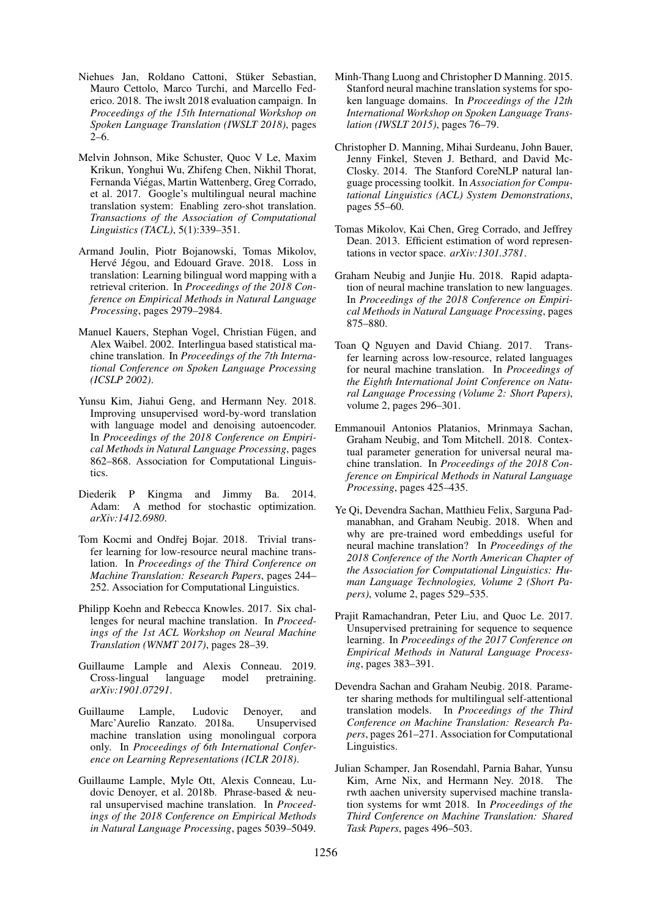Niehues Jan, Roldano Cattoni, Stüker Sebastian, Mauro Cettolo, Marco Turchi, and Marcello Federico. 2018. The iwslt 2018 evaluation campaign. In *Proceedings of the 15th International Workshop on Spoken Language Translation (IWSLT 2018)*, pages 2–6.

Melvin Johnson, Mike Schuster, Quoc V Le, Maxim Krikun, Yonghui Wu, Zhifeng Chen, Nikhil Thorat, Fernanda Viégas, Martin Wattenberg, Greg Corrado, et al. 2017. Google's multilingual neural machine translation system: Enabling zero-shot translation. *Transactions of the Association of Computational Linguistics (TACL)*, 5(1):339–351.

Armand Joulin, Piotr Bojanowski, Tomas Mikolov, Hervé Jégou, and Edouard Grave. 2018. Loss in translation: Learning bilingual word mapping with a retrieval criterion. In *Proceedings of the 2018 Conference on Empirical Methods in Natural Language Processing*, pages 2979–2984.

Manuel Kauers, Stephan Vogel, Christian Fügen, and Alex Waibel. 2002. Interlingua based statistical machine translation. In *Proceedings of the 7th International Conference on Spoken Language Processing (ICSLP 2002)*.

Yunsu Kim, Jiahui Geng, and Hermann Ney. 2018. Improving unsupervised word-by-word translation with language model and denoising autoencoder. In *Proceedings of the 2018 Conference on Empirical Methods in Natural Language Processing*, pages 862–868. Association for Computational Linguistics.

Diederik P Kingma and Jimmy Ba. 2014. Adam: A method for stochastic optimization. *arXiv:1412.6980*.

Tom Kocmi and Ondřej Bojar. 2018. Trivial transfer learning for low-resource neural machine translation. In *Proceedings of the Third Conference on Machine Translation: Research Papers*, pages 244–252. Association for Computational Linguistics.

Philipp Koehn and Rebecca Knowles. 2017. Six challenges for neural machine translation. In *Proceedings of the 1st ACL Workshop on Neural Machine Translation (WNMT 2017)*, pages 28–39.

Guillaume Lample and Alexis Conneau. 2019. Cross-lingual language model pretraining. *arXiv:1901.07291*.

Guillaume Lample, Ludovic Denoyer, and Marc'Aurelio Ranzato. 2018a. Unsupervised machine translation using monolingual corpora only. In *Proceedings of 6th International Conference on Learning Representations (ICLR 2018)*.

Guillaume Lample, Myle Ott, Alexis Conneau, Ludovic Denoyer, et al. 2018b. Phrase-based & neural unsupervised machine translation. In *Proceedings of the 2018 Conference on Empirical Methods in Natural Language Processing*, pages 5039–5049.

Minh-Thang Luong and Christopher D Manning. 2015. Stanford neural machine translation systems for spoken language domains. In *Proceedings of the 12th International Workshop on Spoken Language Translation (IWSLT 2015)*, pages 76–79.

Christopher D. Manning, Mihai Surdeanu, John Bauer, Jenny Finkel, Steven J. Bethard, and David McClosky. 2014. The Stanford CoreNLP natural language processing toolkit. In *Association for Computational Linguistics (ACL) System Demonstrations*, pages 55–60.

Tomas Mikolov, Kai Chen, Greg Corrado, and Jeffrey Dean. 2013. Efficient estimation of word representations in vector space. *arXiv:1301.3781*.

Graham Neubig and Junjie Hu. 2018. Rapid adaptation of neural machine translation to new languages. In *Proceedings of the 2018 Conference on Empirical Methods in Natural Language Processing*, pages 875–880.

Toan Q Nguyen and David Chiang. 2017. Transfer learning across low-resource, related languages for neural machine translation. In *Proceedings of the Eighth International Joint Conference on Natural Language Processing (Volume 2: Short Papers)*, volume 2, pages 296–301.

Emmanouil Antonios Platanios, Mrinmaya Sachan, Graham Neubig, and Tom Mitchell. 2018. Contextual parameter generation for universal neural machine translation. In *Proceedings of the 2018 Conference on Empirical Methods in Natural Language Processing*, pages 425–435.

Ye Qi, Devendra Sachan, Matthieu Felix, Sarguna Padmanabhan, and Graham Neubig. 2018. When and why are pre-trained word embeddings useful for neural machine translation? In *Proceedings of the 2018 Conference of the North American Chapter of the Association for Computational Linguistics: Human Language Technologies, Volume 2 (Short Papers)*, volume 2, pages 529–535.

Prajit Ramachandran, Peter Liu, and Quoc Le. 2017. Unsupervised pretraining for sequence to sequence learning. In *Proceedings of the 2017 Conference on Empirical Methods in Natural Language Processing*, pages 383–391.

Devendra Sachan and Graham Neubig. 2018. Parameter sharing methods for multilingual self-attentional translation models. In *Proceedings of the Third Conference on Machine Translation: Research Papers*, pages 261–271. Association for Computational Linguistics.

Julian Schamper, Jan Rosendahl, Parnia Bahar, Yunsu Kim, Arne Nix, and Hermann Ney. 2018. The rwth aachen university supervised machine translation systems for wmt 2018. In *Proceedings of the Third Conference on Machine Translation: Shared Task Papers*, pages 496–503.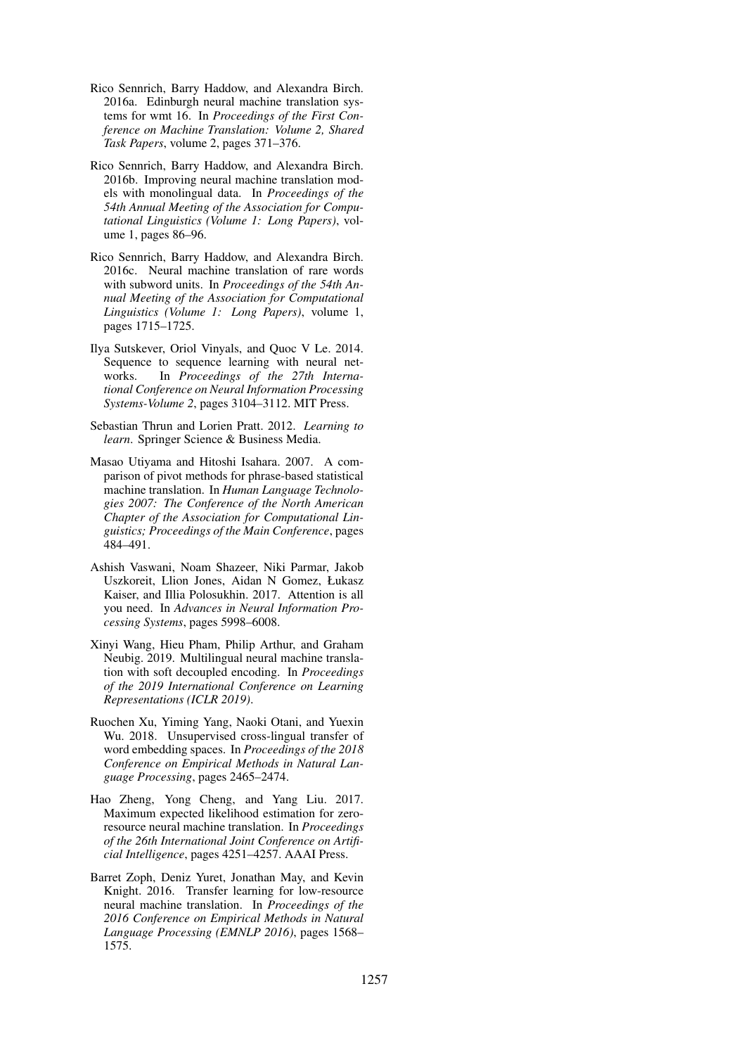Rico Sennrich, Barry Haddow, and Alexandra Birch. 2016a. Edinburgh neural machine translation systems for wmt 16. In *Proceedings of the First Conference on Machine Translation: Volume 2, Shared Task Papers*, volume 2, pages 371–376.

Rico Sennrich, Barry Haddow, and Alexandra Birch. 2016b. Improving neural machine translation models with monolingual data. In *Proceedings of the 54th Annual Meeting of the Association for Computational Linguistics (Volume 1: Long Papers)*, volume 1, pages 86–96.

Rico Sennrich, Barry Haddow, and Alexandra Birch. 2016c. Neural machine translation of rare words with subword units. In *Proceedings of the 54th Annual Meeting of the Association for Computational Linguistics (Volume 1: Long Papers)*, volume 1, pages 1715–1725.

Ilya Sutskever, Oriol Vinyals, and Quoc V Le. 2014. Sequence to sequence learning with neural networks. In *Proceedings of the 27th International Conference on Neural Information Processing Systems-Volume 2*, pages 3104–3112. MIT Press.

Sebastian Thrun and Lorien Pratt. 2012. *Learning to learn*. Springer Science & Business Media.

Masao Utiyama and Hitoshi Isahara. 2007. A comparison of pivot methods for phrase-based statistical machine translation. In *Human Language Technologies 2007: The Conference of the North American Chapter of the Association for Computational Linguistics; Proceedings of the Main Conference*, pages 484–491.

Ashish Vaswani, Noam Shazeer, Niki Parmar, Jakob Uszkoreit, Llion Jones, Aidan N Gomez, Łukasz Kaiser, and Illia Polosukhin. 2017. Attention is all you need. In *Advances in Neural Information Processing Systems*, pages 5998–6008.

Xinyi Wang, Hieu Pham, Philip Arthur, and Graham Neubig. 2019. Multilingual neural machine translation with soft decoupled encoding. In *Proceedings of the 2019 International Conference on Learning Representations (ICLR 2019)*.

Ruochen Xu, Yiming Yang, Naoki Otani, and Yuexin Wu. 2018. Unsupervised cross-lingual transfer of word embedding spaces. In *Proceedings of the 2018 Conference on Empirical Methods in Natural Language Processing*, pages 2465–2474.

Hao Zheng, Yong Cheng, and Yang Liu. 2017. Maximum expected likelihood estimation for zero-resource neural machine translation. In *Proceedings of the 26th International Joint Conference on Artificial Intelligence*, pages 4251–4257. AAAI Press.

Barret Zoph, Deniz Yuret, Jonathan May, and Kevin Knight. 2016. Transfer learning for low-resource neural machine translation. In *Proceedings of the 2016 Conference on Empirical Methods in Natural Language Processing (EMNLP 2016)*, pages 1568–1575.